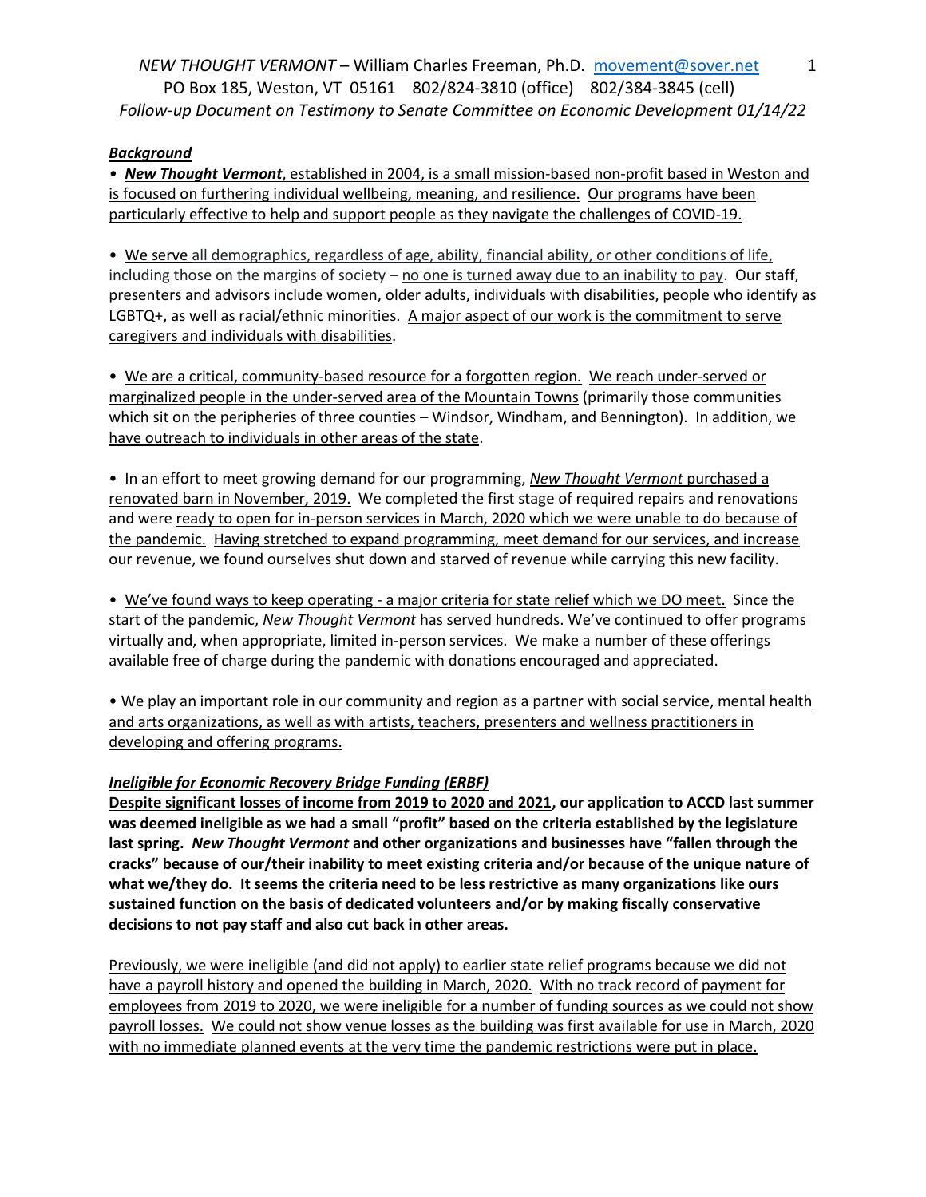*NEW THOUGHT VERMONT* – William Charles Freeman, Ph.D. movement@sover.net
PO Box 185, Weston, VT 05161 802/824-3810 (office) 802/384-3845 (cell)
*Follow-up Document on Testimony to Senate Committee on Economic Development 01/14/22*

***Background***

- ***New Thought Vermont***, established in 2004, is a small mission-based non-profit based in Weston and is focused on furthering individual wellbeing, meaning, and resilience. Our programs have been particularly effective to help and support people as they navigate the challenges of COVID-19.

- We serve all demographics, regardless of age, ability, financial ability, or other conditions of life, including those on the margins of society – no one is turned away due to an inability to pay. Our staff, presenters and advisors include women, older adults, individuals with disabilities, people who identify as LGBTQ+, as well as racial/ethnic minorities. A major aspect of our work is the commitment to serve caregivers and individuals with disabilities.

- We are a critical, community-based resource for a forgotten region. We reach under-served or marginalized people in the under-served area of the Mountain Towns (primarily those communities which sit on the peripheries of three counties – Windsor, Windham, and Bennington). In addition, we have outreach to individuals in other areas of the state.

- In an effort to meet growing demand for our programming, *New Thought Vermont* purchased a renovated barn in November, 2019. We completed the first stage of required repairs and renovations and were ready to open for in-person services in March, 2020 which we were unable to do because of the pandemic. Having stretched to expand programming, meet demand for our services, and increase our revenue, we found ourselves shut down and starved of revenue while carrying this new facility.

- We've found ways to keep operating - a major criteria for state relief which we DO meet. Since the start of the pandemic, *New Thought Vermont* has served hundreds. We've continued to offer programs virtually and, when appropriate, limited in-person services. We make a number of these offerings available free of charge during the pandemic with donations encouraged and appreciated.

- We play an important role in our community and region as a partner with social service, mental health and arts organizations, as well as with artists, teachers, presenters and wellness practitioners in developing and offering programs.

***Ineligible for Economic Recovery Bridge Funding (ERBF)***

**Despite significant losses of income from 2019 to 2020 and 2021, our application to ACCD last summer was deemed ineligible as we had a small "profit" based on the criteria established by the legislature last spring. *New Thought Vermont* and other organizations and businesses have "fallen through the cracks" because of our/their inability to meet existing criteria and/or because of the unique nature of what we/they do. It seems the criteria need to be less restrictive as many organizations like ours sustained function on the basis of dedicated volunteers and/or by making fiscally conservative decisions to not pay staff and also cut back in other areas.**

Previously, we were ineligible (and did not apply) to earlier state relief programs because we did not have a payroll history and opened the building in March, 2020. With no track record of payment for employees from 2019 to 2020, we were ineligible for a number of funding sources as we could not show payroll losses. We could not show venue losses as the building was first available for use in March, 2020 with no immediate planned events at the very time the pandemic restrictions were put in place.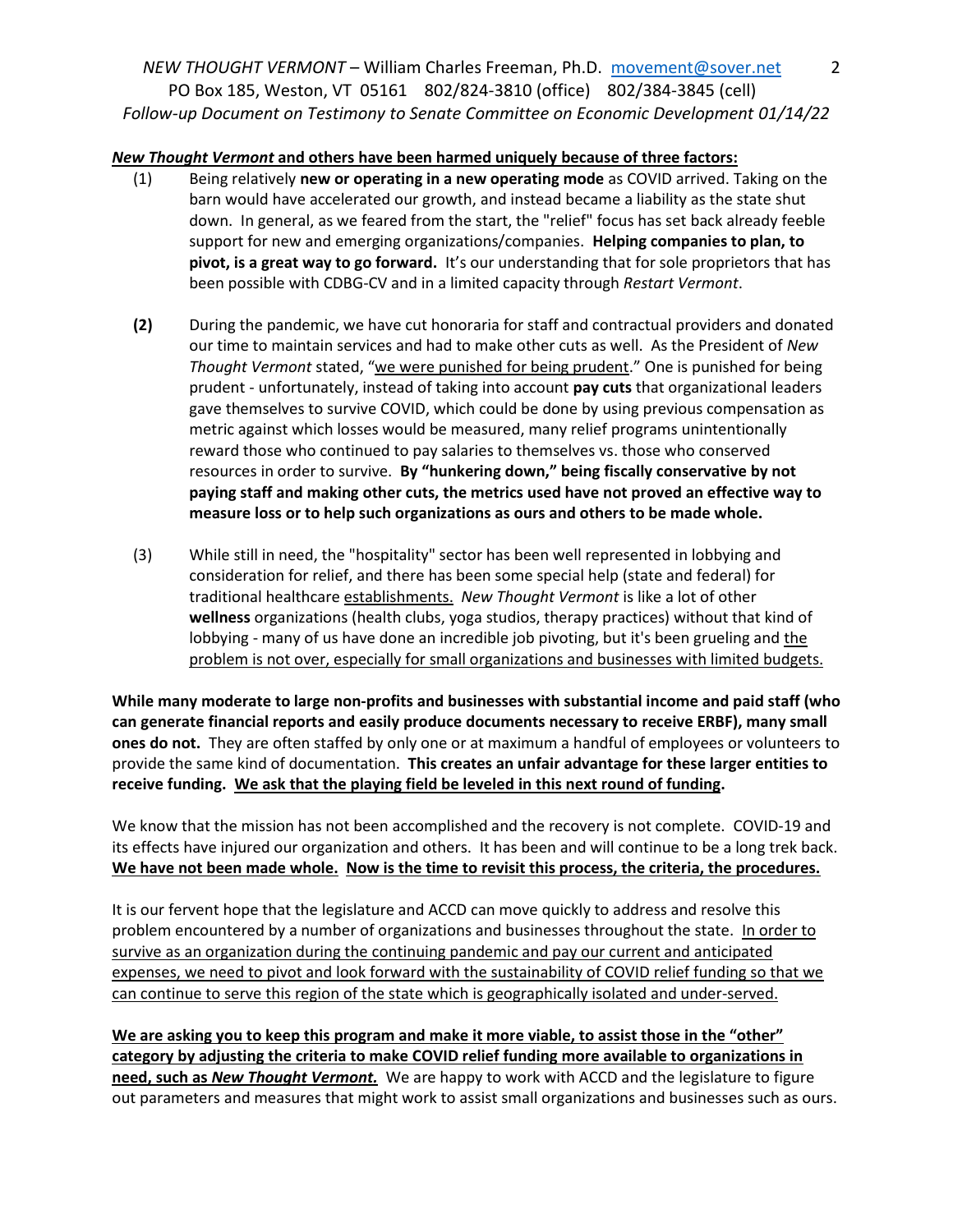***New Thought Vermont* and others have been harmed uniquely because of three factors:**

(1) Being relatively **new or operating in a new operating mode** as COVID arrived. Taking on the barn would have accelerated our growth, and instead became a liability as the state shut down. In general, as we feared from the start, the "relief" focus has set back already feeble support for new and emerging organizations/companies. **Helping companies to plan, to pivot, is a great way to go forward.** It's our understanding that for sole proprietors that has been possible with CDBG-CV and in a limited capacity through *Restart Vermont*.

**(2)** During the pandemic, we have cut honoraria for staff and contractual providers and donated our time to maintain services and had to make other cuts as well. As the President of *New Thought Vermont* stated, "we were punished for being prudent." One is punished for being prudent - unfortunately, instead of taking into account **pay cuts** that organizational leaders gave themselves to survive COVID, which could be done by using previous compensation as metric against which losses would be measured, many relief programs unintentionally reward those who continued to pay salaries to themselves vs. those who conserved resources in order to survive. **By "hunkering down," being fiscally conservative by not paying staff and making other cuts, the metrics used have not proved an effective way to measure loss or to help such organizations as ours and others to be made whole.**

(3) While still in need, the "hospitality" sector has been well represented in lobbying and consideration for relief, and there has been some special help (state and federal) for traditional healthcare establishments. *New Thought Vermont* is like a lot of other **wellness** organizations (health clubs, yoga studios, therapy practices) without that kind of lobbying - many of us have done an incredible job pivoting, but it's been grueling and the problem is not over, especially for small organizations and businesses with limited budgets.

**While many moderate to large non-profits and businesses with substantial income and paid staff (who can generate financial reports and easily produce documents necessary to receive ERBF), many small ones do not.** They are often staffed by only one or at maximum a handful of employees or volunteers to provide the same kind of documentation. **This creates an unfair advantage for these larger entities to receive funding. We ask that the playing field be leveled in this next round of funding.**

We know that the mission has not been accomplished and the recovery is not complete. COVID-19 and its effects have injured our organization and others. It has been and will continue to be a long trek back. **We have not been made whole. Now is the time to revisit this process, the criteria, the procedures.**

It is our fervent hope that the legislature and ACCD can move quickly to address and resolve this problem encountered by a number of organizations and businesses throughout the state. In order to survive as an organization during the continuing pandemic and pay our current and anticipated expenses, we need to pivot and look forward with the sustainability of COVID relief funding so that we can continue to serve this region of the state which is geographically isolated and under-served.

**We are asking you to keep this program and make it more viable, to assist those in the "other" category by adjusting the criteria to make COVID relief funding more available to organizations in need, such as *New Thought Vermont.*** We are happy to work with ACCD and the legislature to figure out parameters and measures that might work to assist small organizations and businesses such as ours.